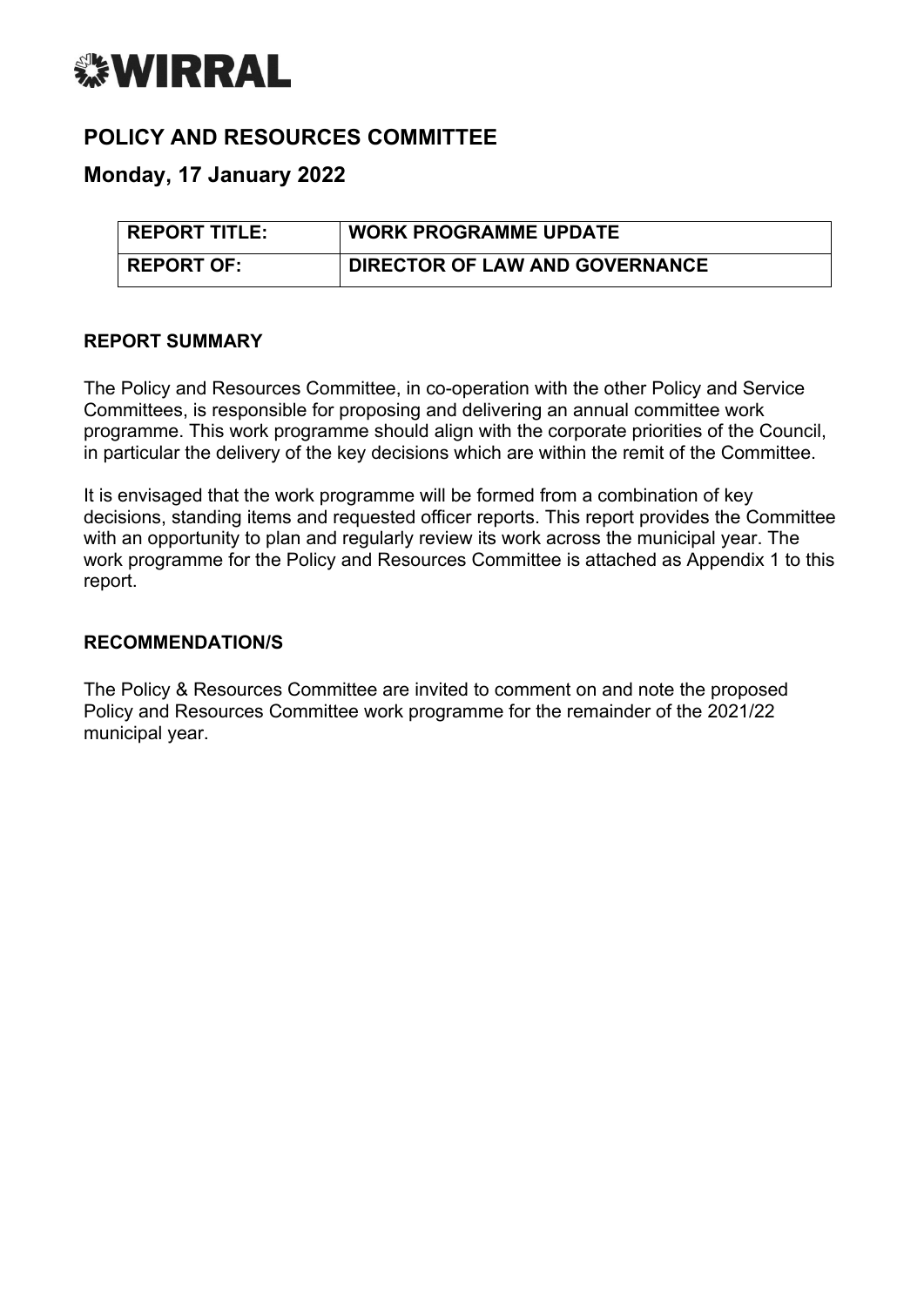# WIRRAL

## POLICY AND RESOURCES COMMITTEE

## Monday, 17 January 2022

| REPORT TITLE: | WORK PROGRAMME UPDATE |
| --- | --- |
| REPORT OF: | DIRECTOR OF LAW AND GOVERNANCE |

### REPORT SUMMARY

The Policy and Resources Committee, in co-operation with the other Policy and Service Committees, is responsible for proposing and delivering an annual committee work programme. This work programme should align with the corporate priorities of the Council, in particular the delivery of the key decisions which are within the remit of the Committee.

It is envisaged that the work programme will be formed from a combination of key decisions, standing items and requested officer reports. This report provides the Committee with an opportunity to plan and regularly review its work across the municipal year. The work programme for the Policy and Resources Committee is attached as Appendix 1 to this report.

### RECOMMENDATION/S

The Policy & Resources Committee are invited to comment on and note the proposed Policy and Resources Committee work programme for the remainder of the 2021/22 municipal year.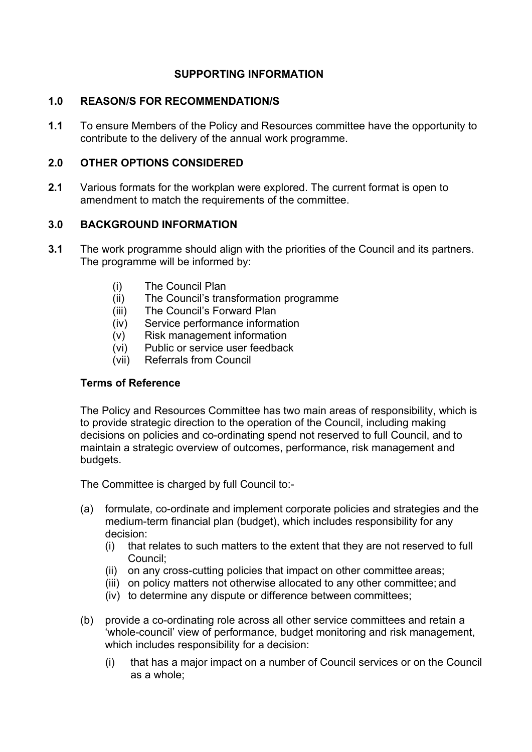## SUPPORTING INFORMATION

### 1.0 REASON/S FOR RECOMMENDATION/S

**1.1** To ensure Members of the Policy and Resources committee have the opportunity to contribute to the delivery of the annual work programme.

### 2.0 OTHER OPTIONS CONSIDERED

**2.1** Various formats for the workplan were explored. The current format is open to amendment to match the requirements of the committee.

### 3.0 BACKGROUND INFORMATION

**3.1** The work programme should align with the priorities of the Council and its partners. The programme will be informed by:

- (i) The Council Plan
- (ii) The Council's transformation programme
- (iii) The Council's Forward Plan
- (iv) Service performance information
- (v) Risk management information
- (vi) Public or service user feedback
- (vii) Referrals from Council

**Terms of Reference**

The Policy and Resources Committee has two main areas of responsibility, which is to provide strategic direction to the operation of the Council, including making decisions on policies and co-ordinating spend not reserved to full Council, and to maintain a strategic overview of outcomes, performance, risk management and budgets.

The Committee is charged by full Council to:-

(a) formulate, co-ordinate and implement corporate policies and strategies and the medium-term financial plan (budget), which includes responsibility for any decision:
   - (i) that relates to such matters to the extent that they are not reserved to full Council;
   - (ii) on any cross-cutting policies that impact on other committee areas;
   - (iii) on policy matters not otherwise allocated to any other committee; and
   - (iv) to determine any dispute or difference between committees;

(b) provide a co-ordinating role across all other service committees and retain a 'whole-council' view of performance, budget monitoring and risk management, which includes responsibility for a decision:
   - (i) that has a major impact on a number of Council services or on the Council as a whole;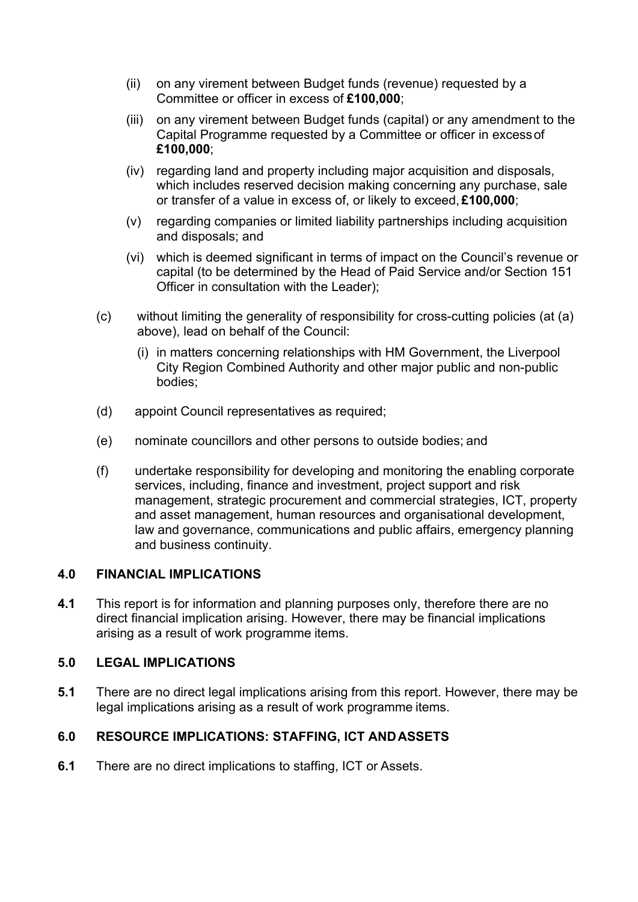(ii) on any virement between Budget funds (revenue) requested by a Committee or officer in excess of **£100,000**;

(iii) on any virement between Budget funds (capital) or any amendment to the Capital Programme requested by a Committee or officer in excess of **£100,000**;

(iv) regarding land and property including major acquisition and disposals, which includes reserved decision making concerning any purchase, sale or transfer of a value in excess of, or likely to exceed, **£100,000**;

(v) regarding companies or limited liability partnerships including acquisition and disposals; and

(vi) which is deemed significant in terms of impact on the Council's revenue or capital (to be determined by the Head of Paid Service and/or Section 151 Officer in consultation with the Leader);

(c) without limiting the generality of responsibility for cross-cutting policies (at (a) above), lead on behalf of the Council:

(i) in matters concerning relationships with HM Government, the Liverpool City Region Combined Authority and other major public and non-public bodies;

(d) appoint Council representatives as required;

(e) nominate councillors and other persons to outside bodies; and

(f) undertake responsibility for developing and monitoring the enabling corporate services, including, finance and investment, project support and risk management, strategic procurement and commercial strategies, ICT, property and asset management, human resources and organisational development, law and governance, communications and public affairs, emergency planning and business continuity.

## 4.0 FINANCIAL IMPLICATIONS

**4.1** This report is for information and planning purposes only, therefore there are no direct financial implication arising. However, there may be financial implications arising as a result of work programme items.

## 5.0 LEGAL IMPLICATIONS

**5.1** There are no direct legal implications arising from this report. However, there may be legal implications arising as a result of work programme items.

## 6.0 RESOURCE IMPLICATIONS: STAFFING, ICT AND ASSETS

**6.1** There are no direct implications to staffing, ICT or Assets.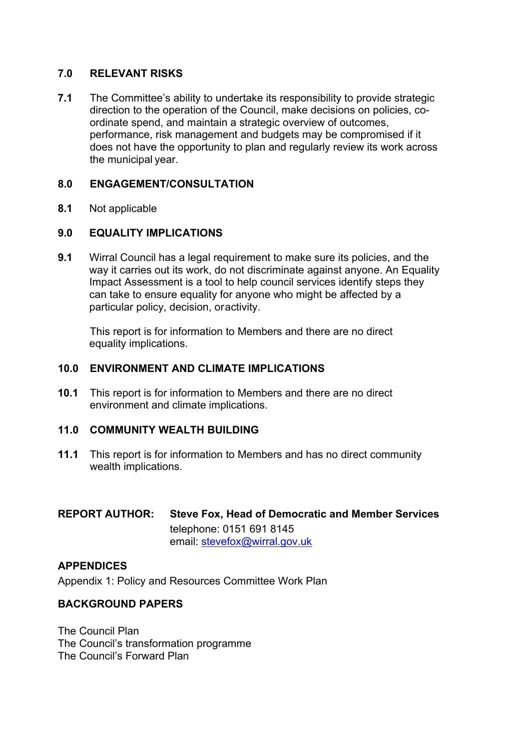## 7.0 RELEVANT RISKS

**7.1** The Committee's ability to undertake its responsibility to provide strategic direction to the operation of the Council, make decisions on policies, co-ordinate spend, and maintain a strategic overview of outcomes, performance, risk management and budgets may be compromised if it does not have the opportunity to plan and regularly review its work across the municipal year.

## 8.0 ENGAGEMENT/CONSULTATION

**8.1** Not applicable

## 9.0 EQUALITY IMPLICATIONS

**9.1** Wirral Council has a legal requirement to make sure its policies, and the way it carries out its work, do not discriminate against anyone. An Equality Impact Assessment is a tool to help council services identify steps they can take to ensure equality for anyone who might be affected by a particular policy, decision, oractivity.

This report is for information to Members and there are no direct equality implications.

## 10.0 ENVIRONMENT AND CLIMATE IMPLICATIONS

**10.1** This report is for information to Members and there are no direct environment and climate implications.

## 11.0 COMMUNITY WEALTH BUILDING

**11.1** This report is for information to Members and has no direct community wealth implications.

**REPORT AUTHOR:** **Steve Fox, Head of Democratic and Member Services**
telephone: 0151 691 8145
email: stevefox@wirral.gov.uk

## APPENDICES

Appendix 1: Policy and Resources Committee Work Plan

## BACKGROUND PAPERS

The Council Plan
The Council's transformation programme
The Council's Forward Plan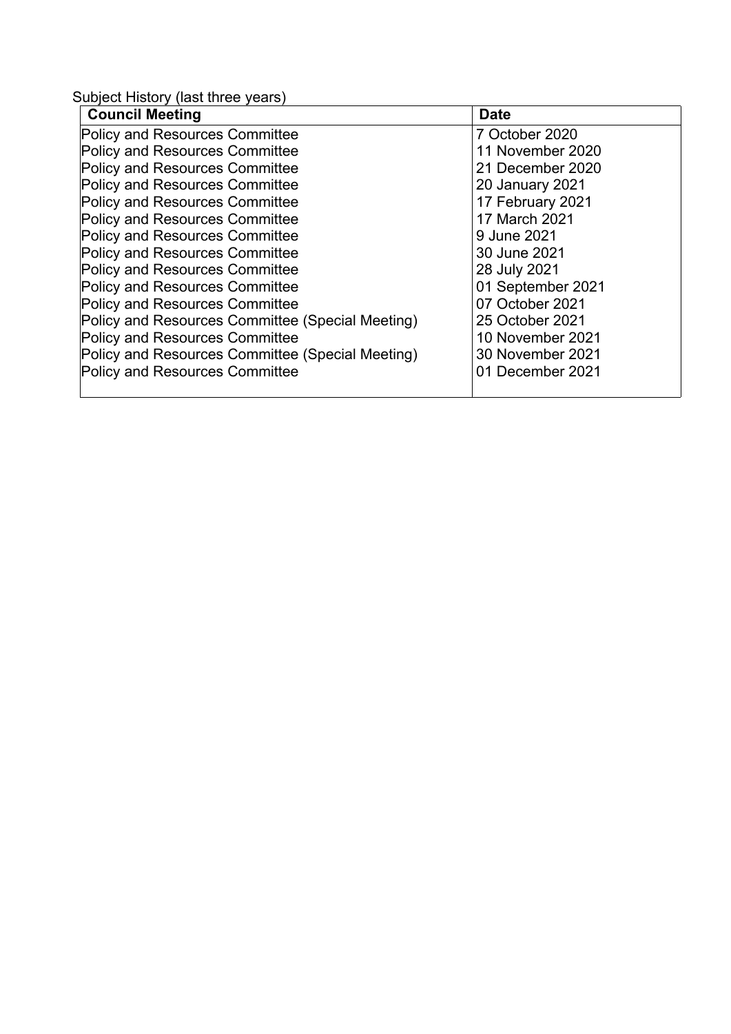Subject History (last three years)

| Council Meeting | Date |
| --- | --- |
| Policy and Resources Committee | 7 October 2020 |
| Policy and Resources Committee | 11 November 2020 |
| Policy and Resources Committee | 21 December 2020 |
| Policy and Resources Committee | 20 January 2021 |
| Policy and Resources Committee | 17 February 2021 |
| Policy and Resources Committee | 17 March 2021 |
| Policy and Resources Committee | 9 June 2021 |
| Policy and Resources Committee | 30 June 2021 |
| Policy and Resources Committee | 28 July 2021 |
| Policy and Resources Committee | 01 September 2021 |
| Policy and Resources Committee | 07 October 2021 |
| Policy and Resources Committee (Special Meeting) | 25 October 2021 |
| Policy and Resources Committee | 10 November 2021 |
| Policy and Resources Committee (Special Meeting) | 30 November 2021 |
| Policy and Resources Committee | 01 December 2021 |